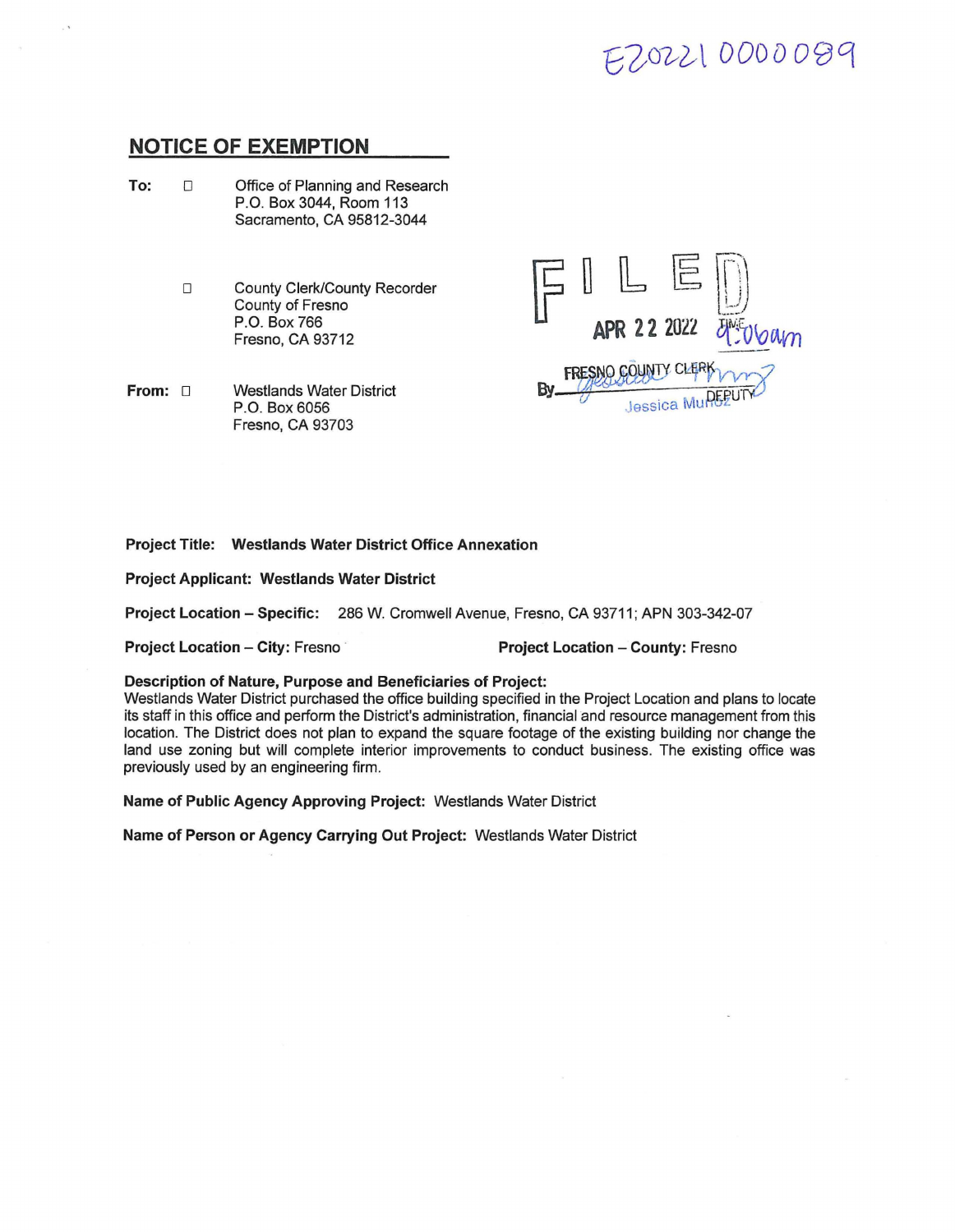E202210000089

## NOTICE OF EXEMPTION

**To:** ☐ Office of Planning and Research
P.O. Box 3044, Room 113
Sacramento, CA 95812-3044

☐ County Clerk/County Recorder
County of Fresno
P.O. Box 766
Fresno, CA 93712

**From:** ☐ Westlands Water District
P.O. Box 6056
Fresno, CA 93703

FILED
APR 22 2022 TIME 9:06am
FRESNO COUNTY CLERK
By Jessica Muñoz DEPUTY

**Project Title: Westlands Water District Office Annexation**

**Project Applicant: Westlands Water District**

**Project Location – Specific:** 286 W. Cromwell Avenue, Fresno, CA 93711; APN 303-342-07

**Project Location – City:** Fresno

**Project Location – County:** Fresno

**Description of Nature, Purpose and Beneficiaries of Project:**
Westlands Water District purchased the office building specified in the Project Location and plans to locate its staff in this office and perform the District's administration, financial and resource management from this location. The District does not plan to expand the square footage of the existing building nor change the land use zoning but will complete interior improvements to conduct business. The existing office was previously used by an engineering firm.

**Name of Public Agency Approving Project:** Westlands Water District

**Name of Person or Agency Carrying Out Project:** Westlands Water District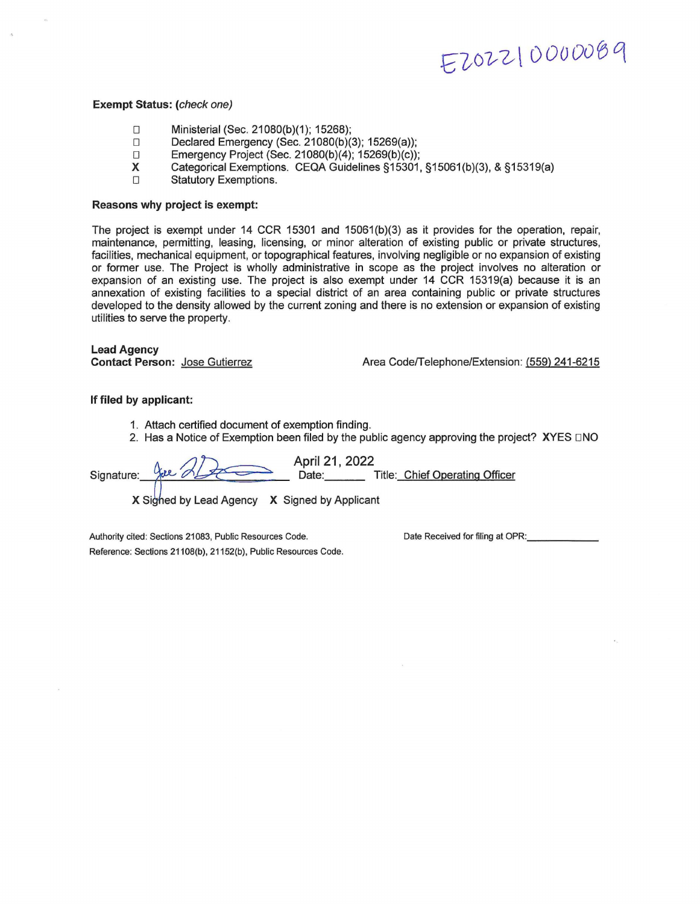E202210000089

**Exempt Status:** *(check one)*

- ☐ Ministerial (Sec. 21080(b)(1); 15268);
- ☐ Declared Emergency (Sec. 21080(b)(3); 15269(a));
- ☐ Emergency Project (Sec. 21080(b)(4); 15269(b)(c));
- X Categorical Exemptions. CEQA Guidelines §15301, §15061(b)(3), & §15319(a)
- ☐ Statutory Exemptions.

**Reasons why project is exempt:**

The project is exempt under 14 CCR 15301 and 15061(b)(3) as it provides for the operation, repair, maintenance, permitting, leasing, licensing, or minor alteration of existing public or private structures, facilities, mechanical equipment, or topographical features, involving negligible or no expansion of existing or former use. The Project is wholly administrative in scope as the project involves no alteration or expansion of an existing use. The project is also exempt under 14 CCR 15319(a) because it is an annexation of existing facilities to a special district of an area containing public or private structures developed to the density allowed by the current zoning and there is no extension or expansion of existing utilities to serve the property.

**Lead Agency**
**Contact Person:** Jose Gutierrez

Area Code/Telephone/Extension: (559) 241-6215

**If filed by applicant:**

1. Attach certified document of exemption finding.
2. Has a Notice of Exemption been filed by the public agency approving the project? XYES ☐NO

Signature: [signature] Date: April 21, 2022 Title: Chief Operating Officer

X Signed by Lead Agency X Signed by Applicant

Authority cited: Sections 21083, Public Resources Code.
Reference: Sections 21108(b), 21152(b), Public Resources Code.

Date Received for filing at OPR: ______________